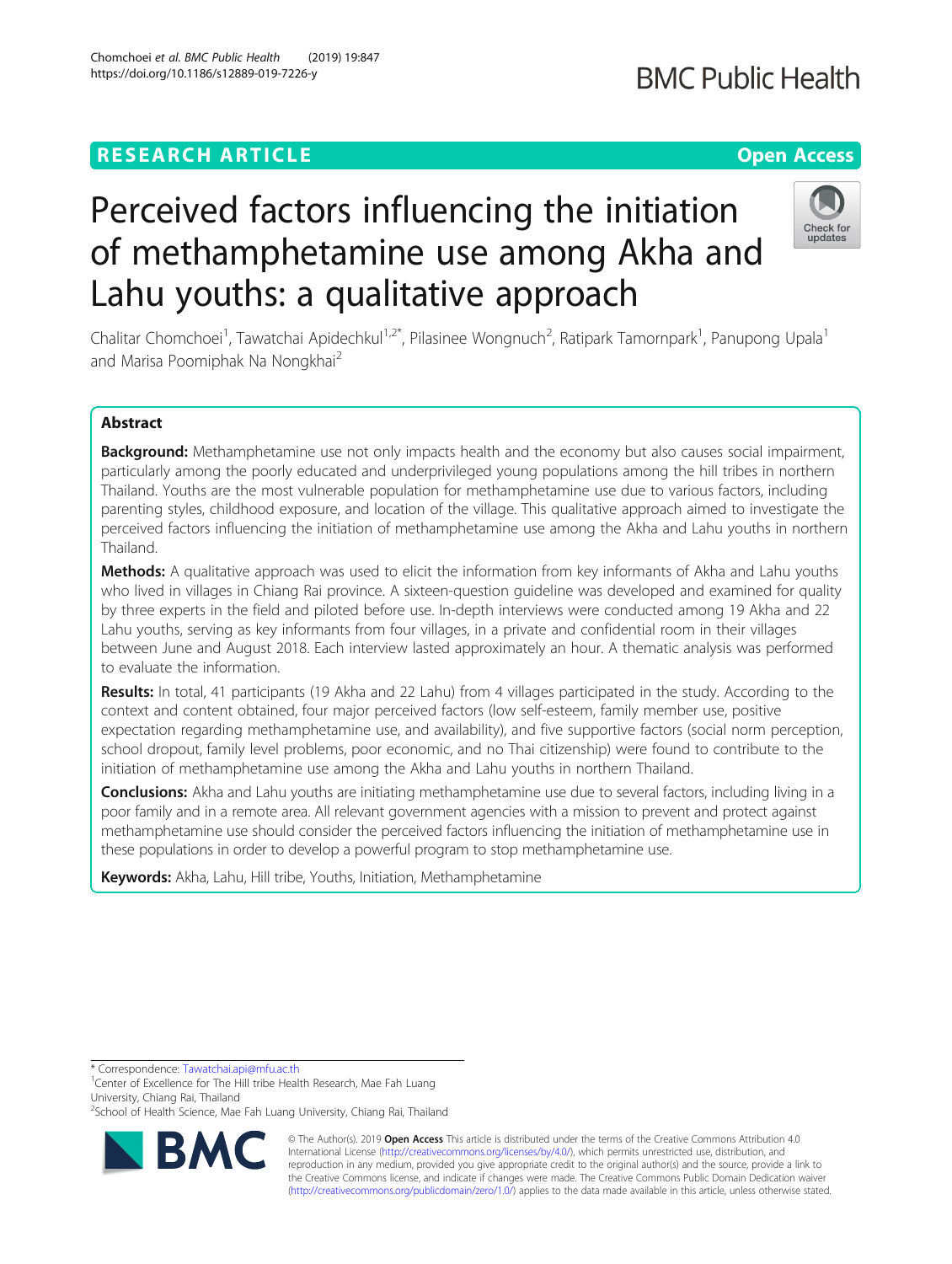RESEARCH ARTICLE

Open Access

# Perceived factors influencing the initiation of methamphetamine use among Akha and Lahu youths: a qualitative approach

Chalitar Chomchoei[1], Tawatchai Apidechkul[1,2*], Pilasinee Wongnuch[2], Ratipark Tamornpark[1], Panupong Upala[1] and Marisa Poomiphak Na Nongkhai[2]

## Abstract

**Background:** Methamphetamine use not only impacts health and the economy but also causes social impairment, particularly among the poorly educated and underprivileged young populations among the hill tribes in northern Thailand. Youths are the most vulnerable population for methamphetamine use due to various factors, including parenting styles, childhood exposure, and location of the village. This qualitative approach aimed to investigate the perceived factors influencing the initiation of methamphetamine use among the Akha and Lahu youths in northern Thailand.

**Methods:** A qualitative approach was used to elicit the information from key informants of Akha and Lahu youths who lived in villages in Chiang Rai province. A sixteen-question guideline was developed and examined for quality by three experts in the field and piloted before use. In-depth interviews were conducted among 19 Akha and 22 Lahu youths, serving as key informants from four villages, in a private and confidential room in their villages between June and August 2018. Each interview lasted approximately an hour. A thematic analysis was performed to evaluate the information.

**Results:** In total, 41 participants (19 Akha and 22 Lahu) from 4 villages participated in the study. According to the context and content obtained, four major perceived factors (low self-esteem, family member use, positive expectation regarding methamphetamine use, and availability), and five supportive factors (social norm perception, school dropout, family level problems, poor economic, and no Thai citizenship) were found to contribute to the initiation of methamphetamine use among the Akha and Lahu youths in northern Thailand.

**Conclusions:** Akha and Lahu youths are initiating methamphetamine use due to several factors, including living in a poor family and in a remote area. All relevant government agencies with a mission to prevent and protect against methamphetamine use should consider the perceived factors influencing the initiation of methamphetamine use in these populations in order to develop a powerful program to stop methamphetamine use.

**Keywords:** Akha, Lahu, Hill tribe, Youths, Initiation, Methamphetamine

---

\* Correspondence: Tawatchai.api@mfu.ac.th
[1]Center of Excellence for The Hill tribe Health Research, Mae Fah Luang University, Chiang Rai, Thailand
[2]School of Health Science, Mae Fah Luang University, Chiang Rai, Thailand

© The Author(s). 2019 **Open Access** This article is distributed under the terms of the Creative Commons Attribution 4.0 International License (http://creativecommons.org/licenses/by/4.0/), which permits unrestricted use, distribution, and reproduction in any medium, provided you give appropriate credit to the original author(s) and the source, provide a link to the Creative Commons license, and indicate if changes were made. The Creative Commons Public Domain Dedication waiver (http://creativecommons.org/publicdomain/zero/1.0/) applies to the data made available in this article, unless otherwise stated.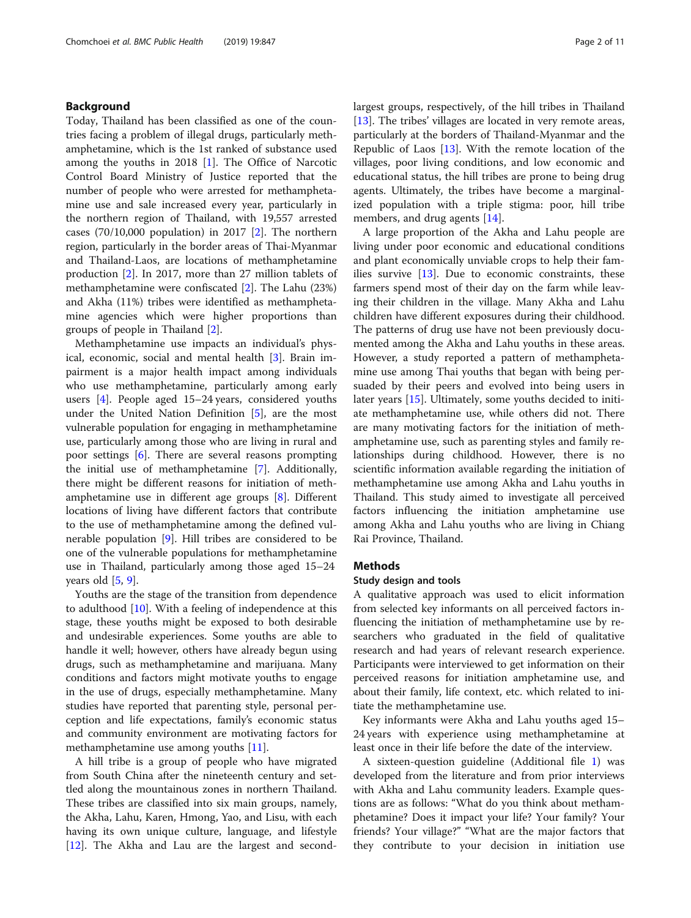## Background

Today, Thailand has been classified as one of the countries facing a problem of illegal drugs, particularly methamphetamine, which is the 1st ranked of substance used among the youths in 2018 [1]. The Office of Narcotic Control Board Ministry of Justice reported that the number of people who were arrested for methamphetamine use and sale increased every year, particularly in the northern region of Thailand, with 19,557 arrested cases (70/10,000 population) in 2017 [2]. The northern region, particularly in the border areas of Thai-Myanmar and Thailand-Laos, are locations of methamphetamine production [2]. In 2017, more than 27 million tablets of methamphetamine were confiscated [2]. The Lahu (23%) and Akha (11%) tribes were identified as methamphetamine agencies which were higher proportions than groups of people in Thailand [2].

Methamphetamine use impacts an individual's physical, economic, social and mental health [3]. Brain impairment is a major health impact among individuals who use methamphetamine, particularly among early users [4]. People aged 15–24 years, considered youths under the United Nation Definition [5], are the most vulnerable population for engaging in methamphetamine use, particularly among those who are living in rural and poor settings [6]. There are several reasons prompting the initial use of methamphetamine [7]. Additionally, there might be different reasons for initiation of methamphetamine use in different age groups [8]. Different locations of living have different factors that contribute to the use of methamphetamine among the defined vulnerable population [9]. Hill tribes are considered to be one of the vulnerable populations for methamphetamine use in Thailand, particularly among those aged 15–24 years old [5, 9].

Youths are the stage of the transition from dependence to adulthood [10]. With a feeling of independence at this stage, these youths might be exposed to both desirable and undesirable experiences. Some youths are able to handle it well; however, others have already begun using drugs, such as methamphetamine and marijuana. Many conditions and factors might motivate youths to engage in the use of drugs, especially methamphetamine. Many studies have reported that parenting style, personal perception and life expectations, family's economic status and community environment are motivating factors for methamphetamine use among youths [11].

A hill tribe is a group of people who have migrated from South China after the nineteenth century and settled along the mountainous zones in northern Thailand. These tribes are classified into six main groups, namely, the Akha, Lahu, Karen, Hmong, Yao, and Lisu, with each having its own unique culture, language, and lifestyle [12]. The Akha and Lau are the largest and second-largest groups, respectively, of the hill tribes in Thailand [13]. The tribes' villages are located in very remote areas, particularly at the borders of Thailand-Myanmar and the Republic of Laos [13]. With the remote location of the villages, poor living conditions, and low economic and educational status, the hill tribes are prone to being drug agents. Ultimately, the tribes have become a marginalized population with a triple stigma: poor, hill tribe members, and drug agents [14].

A large proportion of the Akha and Lahu people are living under poor economic and educational conditions and plant economically unviable crops to help their families survive [13]. Due to economic constraints, these farmers spend most of their day on the farm while leaving their children in the village. Many Akha and Lahu children have different exposures during their childhood. The patterns of drug use have not been previously documented among the Akha and Lahu youths in these areas. However, a study reported a pattern of methamphetamine use among Thai youths that began with being persuaded by their peers and evolved into being users in later years [15]. Ultimately, some youths decided to initiate methamphetamine use, while others did not. There are many motivating factors for the initiation of methamphetamine use, such as parenting styles and family relationships during childhood. However, there is no scientific information available regarding the initiation of methamphetamine use among Akha and Lahu youths in Thailand. This study aimed to investigate all perceived factors influencing the initiation amphetamine use among Akha and Lahu youths who are living in Chiang Rai Province, Thailand.

## Methods

### Study design and tools

A qualitative approach was used to elicit information from selected key informants on all perceived factors influencing the initiation of methamphetamine use by researchers who graduated in the field of qualitative research and had years of relevant research experience. Participants were interviewed to get information on their perceived reasons for initiation amphetamine use, and about their family, life context, etc. which related to initiate the methamphetamine use.

Key informants were Akha and Lahu youths aged 15–24 years with experience using methamphetamine at least once in their life before the date of the interview.

A sixteen-question guideline (Additional file 1) was developed from the literature and from prior interviews with Akha and Lahu community leaders. Example questions are as follows: "What do you think about methamphetamine? Does it impact your life? Your family? Your friends? Your village?" "What are the major factors that they contribute to your decision in initiation use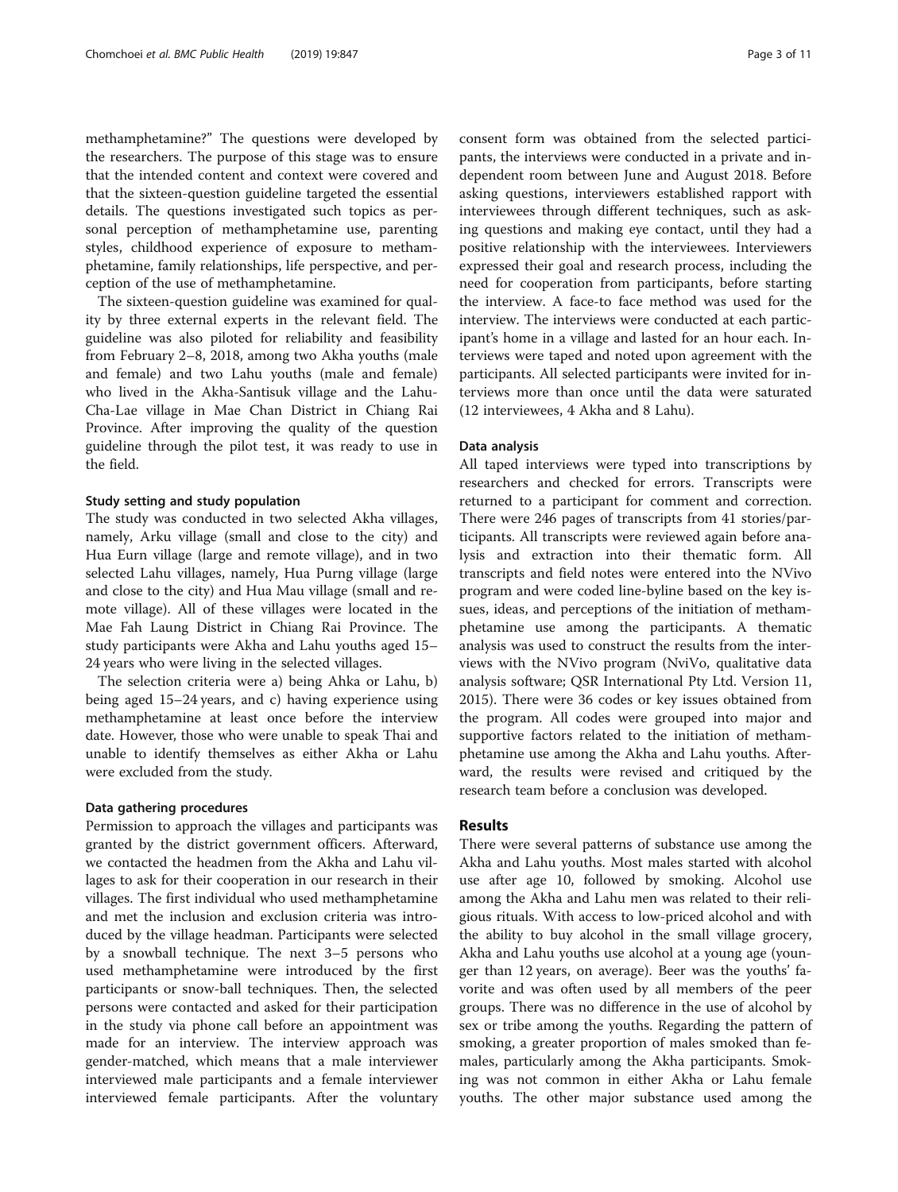methamphetamine?" The questions were developed by the researchers. The purpose of this stage was to ensure that the intended content and context were covered and that the sixteen-question guideline targeted the essential details. The questions investigated such topics as personal perception of methamphetamine use, parenting styles, childhood experience of exposure to methamphetamine, family relationships, life perspective, and perception of the use of methamphetamine.

The sixteen-question guideline was examined for quality by three external experts in the relevant field. The guideline was also piloted for reliability and feasibility from February 2–8, 2018, among two Akha youths (male and female) and two Lahu youths (male and female) who lived in the Akha-Santisuk village and the Lahu-Cha-Lae village in Mae Chan District in Chiang Rai Province. After improving the quality of the question guideline through the pilot test, it was ready to use in the field.

### Study setting and study population

The study was conducted in two selected Akha villages, namely, Arku village (small and close to the city) and Hua Eurn village (large and remote village), and in two selected Lahu villages, namely, Hua Purng village (large and close to the city) and Hua Mau village (small and remote village). All of these villages were located in the Mae Fah Laung District in Chiang Rai Province. The study participants were Akha and Lahu youths aged 15–24 years who were living in the selected villages.

The selection criteria were a) being Ahka or Lahu, b) being aged 15–24 years, and c) having experience using methamphetamine at least once before the interview date. However, those who were unable to speak Thai and unable to identify themselves as either Akha or Lahu were excluded from the study.

### Data gathering procedures

Permission to approach the villages and participants was granted by the district government officers. Afterward, we contacted the headmen from the Akha and Lahu villages to ask for their cooperation in our research in their villages. The first individual who used methamphetamine and met the inclusion and exclusion criteria was introduced by the village headman. Participants were selected by a snowball technique. The next 3–5 persons who used methamphetamine were introduced by the first participants or snow-ball techniques. Then, the selected persons were contacted and asked for their participation in the study via phone call before an appointment was made for an interview. The interview approach was gender-matched, which means that a male interviewer interviewed male participants and a female interviewer interviewed female participants. After the voluntary consent form was obtained from the selected participants, the interviews were conducted in a private and independent room between June and August 2018. Before asking questions, interviewers established rapport with interviewees through different techniques, such as asking questions and making eye contact, until they had a positive relationship with the interviewees. Interviewers expressed their goal and research process, including the need for cooperation from participants, before starting the interview. A face-to face method was used for the interview. The interviews were conducted at each participant's home in a village and lasted for an hour each. Interviews were taped and noted upon agreement with the participants. All selected participants were invited for interviews more than once until the data were saturated (12 interviewees, 4 Akha and 8 Lahu).

### Data analysis

All taped interviews were typed into transcriptions by researchers and checked for errors. Transcripts were returned to a participant for comment and correction. There were 246 pages of transcripts from 41 stories/participants. All transcripts were reviewed again before analysis and extraction into their thematic form. All transcripts and field notes were entered into the NVivo program and were coded line-byline based on the key issues, ideas, and perceptions of the initiation of methamphetamine use among the participants. A thematic analysis was used to construct the results from the interviews with the NVivo program (NviVo, qualitative data analysis software; QSR International Pty Ltd. Version 11, 2015). There were 36 codes or key issues obtained from the program. All codes were grouped into major and supportive factors related to the initiation of methamphetamine use among the Akha and Lahu youths. Afterward, the results were revised and critiqued by the research team before a conclusion was developed.

## Results

There were several patterns of substance use among the Akha and Lahu youths. Most males started with alcohol use after age 10, followed by smoking. Alcohol use among the Akha and Lahu men was related to their religious rituals. With access to low-priced alcohol and with the ability to buy alcohol in the small village grocery, Akha and Lahu youths use alcohol at a young age (younger than 12 years, on average). Beer was the youths' favorite and was often used by all members of the peer groups. There was no difference in the use of alcohol by sex or tribe among the youths. Regarding the pattern of smoking, a greater proportion of males smoked than females, particularly among the Akha participants. Smoking was not common in either Akha or Lahu female youths. The other major substance used among the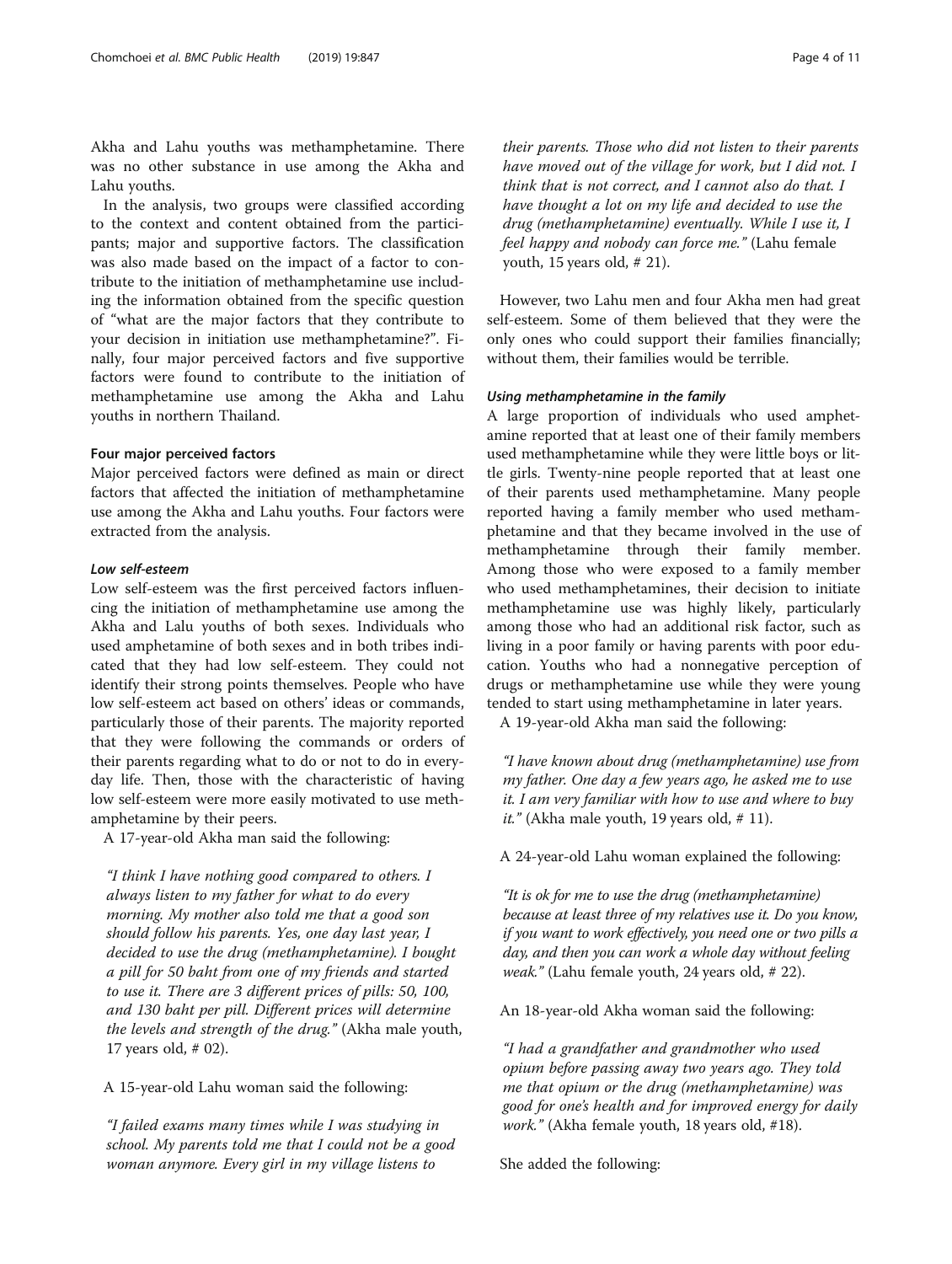Akha and Lahu youths was methamphetamine. There was no other substance in use among the Akha and Lahu youths.

In the analysis, two groups were classified according to the context and content obtained from the participants; major and supportive factors. The classification was also made based on the impact of a factor to contribute to the initiation of methamphetamine use including the information obtained from the specific question of "what are the major factors that they contribute to your decision in initiation use methamphetamine?". Finally, four major perceived factors and five supportive factors were found to contribute to the initiation of methamphetamine use among the Akha and Lahu youths in northern Thailand.

### Four major perceived factors

Major perceived factors were defined as main or direct factors that affected the initiation of methamphetamine use among the Akha and Lahu youths. Four factors were extracted from the analysis.

#### *Low self-esteem*

Low self-esteem was the first perceived factors influencing the initiation of methamphetamine use among the Akha and Lalu youths of both sexes. Individuals who used amphetamine of both sexes and in both tribes indicated that they had low self-esteem. They could not identify their strong points themselves. People who have low self-esteem act based on others' ideas or commands, particularly those of their parents. The majority reported that they were following the commands or orders of their parents regarding what to do or not to do in everyday life. Then, those with the characteristic of having low self-esteem were more easily motivated to use methamphetamine by their peers.

A 17-year-old Akha man said the following:

> *"I think I have nothing good compared to others. I always listen to my father for what to do every morning. My mother also told me that a good son should follow his parents. Yes, one day last year, I decided to use the drug (methamphetamine). I bought a pill for 50 baht from one of my friends and started to use it. There are 3 different prices of pills: 50, 100, and 130 baht per pill. Different prices will determine the levels and strength of the drug."* (Akha male youth, 17 years old, # 02).

A 15-year-old Lahu woman said the following:

> *"I failed exams many times while I was studying in school. My parents told me that I could not be a good woman anymore. Every girl in my village listens to their parents. Those who did not listen to their parents have moved out of the village for work, but I did not. I think that is not correct, and I cannot also do that. I have thought a lot on my life and decided to use the drug (methamphetamine) eventually. While I use it, I feel happy and nobody can force me."* (Lahu female youth, 15 years old, # 21).

However, two Lahu men and four Akha men had great self-esteem. Some of them believed that they were the only ones who could support their families financially; without them, their families would be terrible.

#### *Using methamphetamine in the family*

A large proportion of individuals who used amphetamine reported that at least one of their family members used methamphetamine while they were little boys or little girls. Twenty-nine people reported that at least one of their parents used methamphetamine. Many people reported having a family member who used methamphetamine and that they became involved in the use of methamphetamine through their family member. Among those who were exposed to a family member who used methamphetamines, their decision to initiate methamphetamine use was highly likely, particularly among those who had an additional risk factor, such as living in a poor family or having parents with poor education. Youths who had a nonnegative perception of drugs or methamphetamine use while they were young tended to start using methamphetamine in later years.

A 19-year-old Akha man said the following:

> *"I have known about drug (methamphetamine) use from my father. One day a few years ago, he asked me to use it. I am very familiar with how to use and where to buy it."* (Akha male youth, 19 years old, # 11).

A 24-year-old Lahu woman explained the following:

> *"It is ok for me to use the drug (methamphetamine) because at least three of my relatives use it. Do you know, if you want to work effectively, you need one or two pills a day, and then you can work a whole day without feeling weak."* (Lahu female youth, 24 years old, # 22).

An 18-year-old Akha woman said the following:

> *"I had a grandfather and grandmother who used opium before passing away two years ago. They told me that opium or the drug (methamphetamine) was good for one's health and for improved energy for daily work."* (Akha female youth, 18 years old, #18).

She added the following: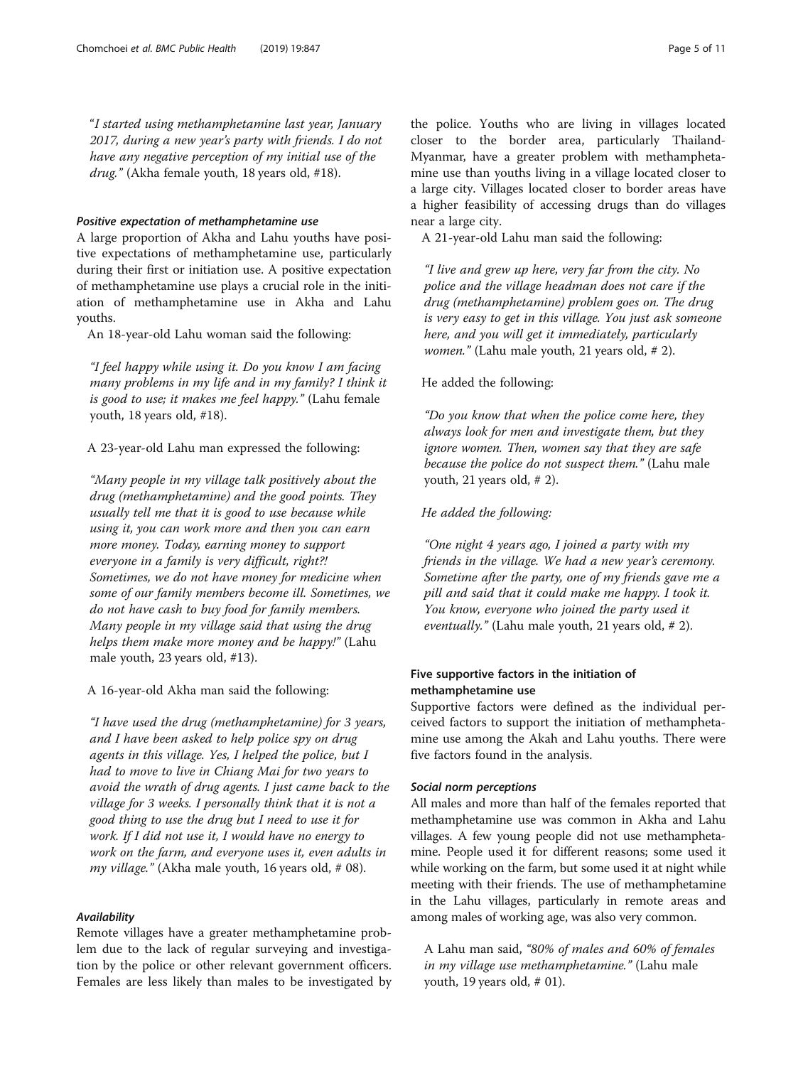"*I started using methamphetamine last year, January 2017, during a new year's party with friends. I do not have any negative perception of my initial use of the drug.*" (Akha female youth, 18 years old, #18).

#### *Positive expectation of methamphetamine use*

A large proportion of Akha and Lahu youths have positive expectations of methamphetamine use, particularly during their first or initiation use. A positive expectation of methamphetamine use plays a crucial role in the initiation of methamphetamine use in Akha and Lahu youths.

An 18-year-old Lahu woman said the following:

> *"I feel happy while using it. Do you know I am facing many problems in my life and in my family? I think it is good to use; it makes me feel happy."* (Lahu female youth, 18 years old, #18).

A 23-year-old Lahu man expressed the following:

> *"Many people in my village talk positively about the drug (methamphetamine) and the good points. They usually tell me that it is good to use because while using it, you can work more and then you can earn more money. Today, earning money to support everyone in a family is very difficult, right?! Sometimes, we do not have money for medicine when some of our family members become ill. Sometimes, we do not have cash to buy food for family members. Many people in my village said that using the drug helps them make more money and be happy!"* (Lahu male youth, 23 years old, #13).

A 16-year-old Akha man said the following:

> *"I have used the drug (methamphetamine) for 3 years, and I have been asked to help police spy on drug agents in this village. Yes, I helped the police, but I had to move to live in Chiang Mai for two years to avoid the wrath of drug agents. I just came back to the village for 3 weeks. I personally think that it is not a good thing to use the drug but I need to use it for work. If I did not use it, I would have no energy to work on the farm, and everyone uses it, even adults in my village."* (Akha male youth, 16 years old, # 08).

#### *Availability*

Remote villages have a greater methamphetamine problem due to the lack of regular surveying and investigation by the police or other relevant government officers. Females are less likely than males to be investigated by the police. Youths who are living in villages located closer to the border area, particularly Thailand-Myanmar, have a greater problem with methamphetamine use than youths living in a village located closer to a large city. Villages located closer to border areas have a higher feasibility of accessing drugs than do villages near a large city.

A 21-year-old Lahu man said the following:

> *"I live and grew up here, very far from the city. No police and the village headman does not care if the drug (methamphetamine) problem goes on. The drug is very easy to get in this village. You just ask someone here, and you will get it immediately, particularly women."* (Lahu male youth, 21 years old, # 2).

He added the following:

> *"Do you know that when the police come here, they always look for men and investigate them, but they ignore women. Then, women say that they are safe because the police do not suspect them."* (Lahu male youth, 21 years old, # 2).

*He added the following:*

> *"One night 4 years ago, I joined a party with my friends in the village. We had a new year's ceremony. Sometime after the party, one of my friends gave me a pill and said that it could make me happy. I took it. You know, everyone who joined the party used it eventually."* (Lahu male youth, 21 years old, # 2).

### Five supportive factors in the initiation of methamphetamine use

Supportive factors were defined as the individual perceived factors to support the initiation of methamphetamine use among the Akah and Lahu youths. There were five factors found in the analysis.

#### *Social norm perceptions*

All males and more than half of the females reported that methamphetamine use was common in Akha and Lahu villages. A few young people did not use methamphetamine. People used it for different reasons; some used it while working on the farm, but some used it at night while meeting with their friends. The use of methamphetamine in the Lahu villages, particularly in remote areas and among males of working age, was also very common.

> A Lahu man said, *"80% of males and 60% of females in my village use methamphetamine."* (Lahu male youth, 19 years old, # 01).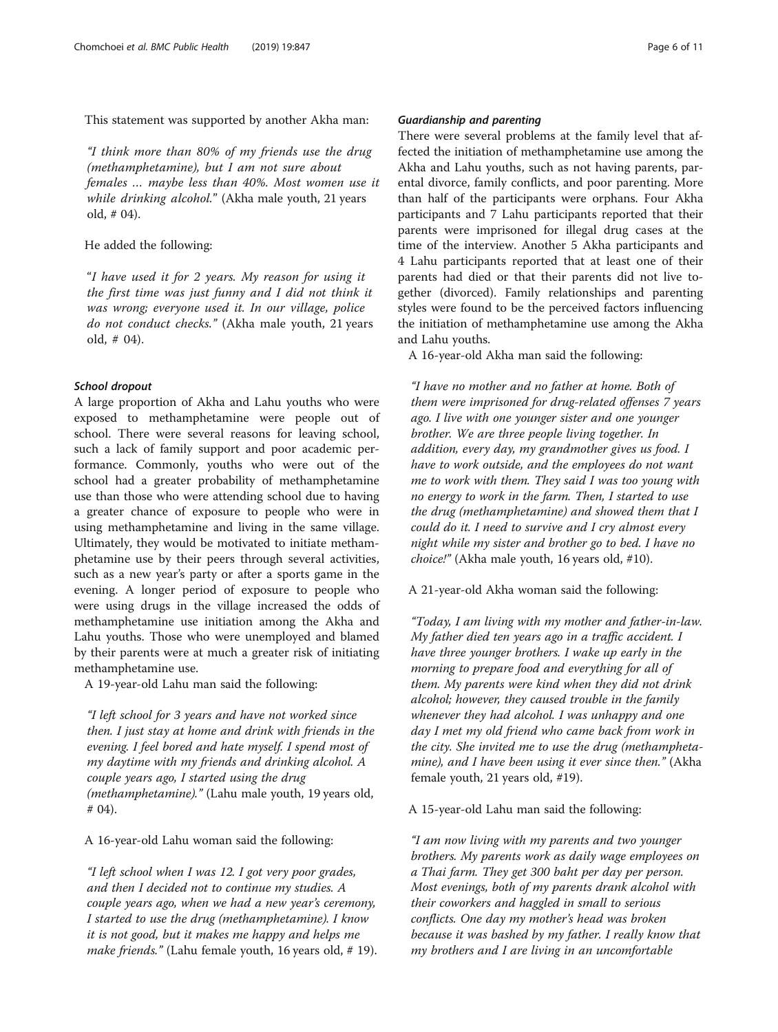This statement was supported by another Akha man:

*"I think more than 80% of my friends use the drug (methamphetamine), but I am not sure about females … maybe less than 40%. Most women use it while drinking alcohol."* (Akha male youth, 21 years old, # 04).

He added the following:

*"I have used it for 2 years. My reason for using it the first time was just funny and I did not think it was wrong; everyone used it. In our village, police do not conduct checks."* (Akha male youth, 21 years old, # 04).

#### *School dropout*

A large proportion of Akha and Lahu youths who were exposed to methamphetamine were people out of school. There were several reasons for leaving school, such a lack of family support and poor academic performance. Commonly, youths who were out of the school had a greater probability of methamphetamine use than those who were attending school due to having a greater chance of exposure to people who were in using methamphetamine and living in the same village. Ultimately, they would be motivated to initiate methamphetamine use by their peers through several activities, such as a new year's party or after a sports game in the evening. A longer period of exposure to people who were using drugs in the village increased the odds of methamphetamine use initiation among the Akha and Lahu youths. Those who were unemployed and blamed by their parents were at much a greater risk of initiating methamphetamine use.

A 19-year-old Lahu man said the following:

*"I left school for 3 years and have not worked since then. I just stay at home and drink with friends in the evening. I feel bored and hate myself. I spend most of my daytime with my friends and drinking alcohol. A couple years ago, I started using the drug (methamphetamine)."* (Lahu male youth, 19 years old, # 04).

A 16-year-old Lahu woman said the following:

*"I left school when I was 12. I got very poor grades, and then I decided not to continue my studies. A couple years ago, when we had a new year's ceremony, I started to use the drug (methamphetamine). I know it is not good, but it makes me happy and helps me make friends."* (Lahu female youth, 16 years old, # 19).

#### *Guardianship and parenting*

There were several problems at the family level that affected the initiation of methamphetamine use among the Akha and Lahu youths, such as not having parents, parental divorce, family conflicts, and poor parenting. More than half of the participants were orphans. Four Akha participants and 7 Lahu participants reported that their parents were imprisoned for illegal drug cases at the time of the interview. Another 5 Akha participants and 4 Lahu participants reported that at least one of their parents had died or that their parents did not live together (divorced). Family relationships and parenting styles were found to be the perceived factors influencing the initiation of methamphetamine use among the Akha and Lahu youths.

A 16-year-old Akha man said the following:

*"I have no mother and no father at home. Both of them were imprisoned for drug-related offenses 7 years ago. I live with one younger sister and one younger brother. We are three people living together. In addition, every day, my grandmother gives us food. I have to work outside, and the employees do not want me to work with them. They said I was too young with no energy to work in the farm. Then, I started to use the drug (methamphetamine) and showed them that I could do it. I need to survive and I cry almost every night while my sister and brother go to bed. I have no choice!"* (Akha male youth, 16 years old, #10).

A 21-year-old Akha woman said the following:

*"Today, I am living with my mother and father-in-law. My father died ten years ago in a traffic accident. I have three younger brothers. I wake up early in the morning to prepare food and everything for all of them. My parents were kind when they did not drink alcohol; however, they caused trouble in the family whenever they had alcohol. I was unhappy and one day I met my old friend who came back from work in the city. She invited me to use the drug (methamphetamine), and I have been using it ever since then."* (Akha female youth, 21 years old, #19).

A 15-year-old Lahu man said the following:

*"I am now living with my parents and two younger brothers. My parents work as daily wage employees on a Thai farm. They get 300 baht per day per person. Most evenings, both of my parents drank alcohol with their coworkers and haggled in small to serious conflicts. One day my mother's head was broken because it was bashed by my father. I really know that my brothers and I are living in an uncomfortable*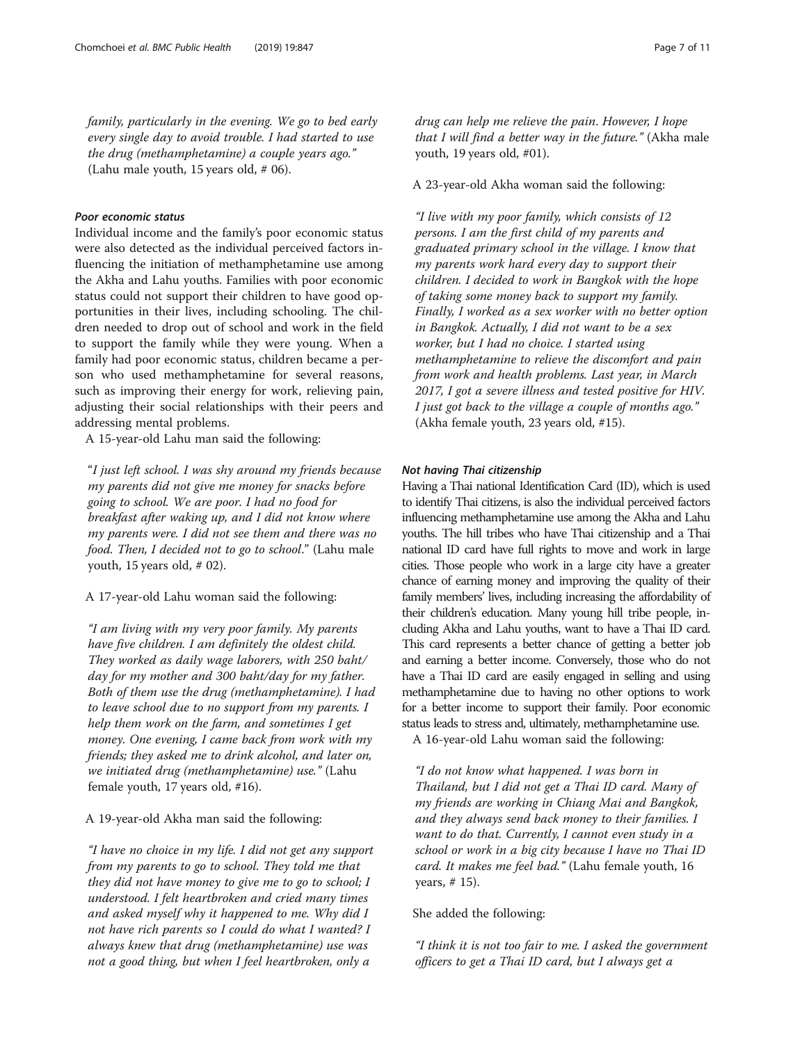*family, particularly in the evening. We go to bed early every single day to avoid trouble. I had started to use the drug (methamphetamine) a couple years ago."* (Lahu male youth, 15 years old, # 06).

#### *Poor economic status*

Individual income and the family's poor economic status were also detected as the individual perceived factors influencing the initiation of methamphetamine use among the Akha and Lahu youths. Families with poor economic status could not support their children to have good opportunities in their lives, including schooling. The children needed to drop out of school and work in the field to support the family while they were young. When a family had poor economic status, children became a person who used methamphetamine for several reasons, such as improving their energy for work, relieving pain, adjusting their social relationships with their peers and addressing mental problems.

A 15-year-old Lahu man said the following:

"*I just left school. I was shy around my friends because my parents did not give me money for snacks before going to school. We are poor. I had no food for breakfast after waking up, and I did not know where my parents were. I did not see them and there was no food. Then, I decided not to go to school*." (Lahu male youth, 15 years old, # 02).

A 17-year-old Lahu woman said the following:

*"I am living with my very poor family. My parents have five children. I am definitely the oldest child. They worked as daily wage laborers, with 250 baht/day for my mother and 300 baht/day for my father. Both of them use the drug (methamphetamine). I had to leave school due to no support from my parents. I help them work on the farm, and sometimes I get money. One evening, I came back from work with my friends; they asked me to drink alcohol, and later on, we initiated drug (methamphetamine) use."* (Lahu female youth, 17 years old, #16).

A 19-year-old Akha man said the following:

*"I have no choice in my life. I did not get any support from my parents to go to school. They told me that they did not have money to give me to go to school; I understood. I felt heartbroken and cried many times and asked myself why it happened to me. Why did I not have rich parents so I could do what I wanted? I always knew that drug (methamphetamine) use was not a good thing, but when I feel heartbroken, only a drug can help me relieve the pain. However, I hope that I will find a better way in the future."* (Akha male youth, 19 years old, #01).

A 23-year-old Akha woman said the following:

*"I live with my poor family, which consists of 12 persons. I am the first child of my parents and graduated primary school in the village. I know that my parents work hard every day to support their children. I decided to work in Bangkok with the hope of taking some money back to support my family. Finally, I worked as a sex worker with no better option in Bangkok. Actually, I did not want to be a sex worker, but I had no choice. I started using methamphetamine to relieve the discomfort and pain from work and health problems. Last year, in March 2017, I got a severe illness and tested positive for HIV. I just got back to the village a couple of months ago."* (Akha female youth, 23 years old, #15).

#### *Not having Thai citizenship*

Having a Thai national Identification Card (ID), which is used to identify Thai citizens, is also the individual perceived factors influencing methamphetamine use among the Akha and Lahu youths. The hill tribes who have Thai citizenship and a Thai national ID card have full rights to move and work in large cities. Those people who work in a large city have a greater chance of earning money and improving the quality of their family members' lives, including increasing the affordability of their children's education. Many young hill tribe people, including Akha and Lahu youths, want to have a Thai ID card. This card represents a better chance of getting a better job and earning a better income. Conversely, those who do not have a Thai ID card are easily engaged in selling and using methamphetamine due to having no other options to work for a better income to support their family. Poor economic status leads to stress and, ultimately, methamphetamine use.

A 16-year-old Lahu woman said the following:

*"I do not know what happened. I was born in Thailand, but I did not get a Thai ID card. Many of my friends are working in Chiang Mai and Bangkok, and they always send back money to their families. I want to do that. Currently, I cannot even study in a school or work in a big city because I have no Thai ID card. It makes me feel bad."* (Lahu female youth, 16 years, # 15).

She added the following:

*"I think it is not too fair to me. I asked the government officers to get a Thai ID card, but I always get a*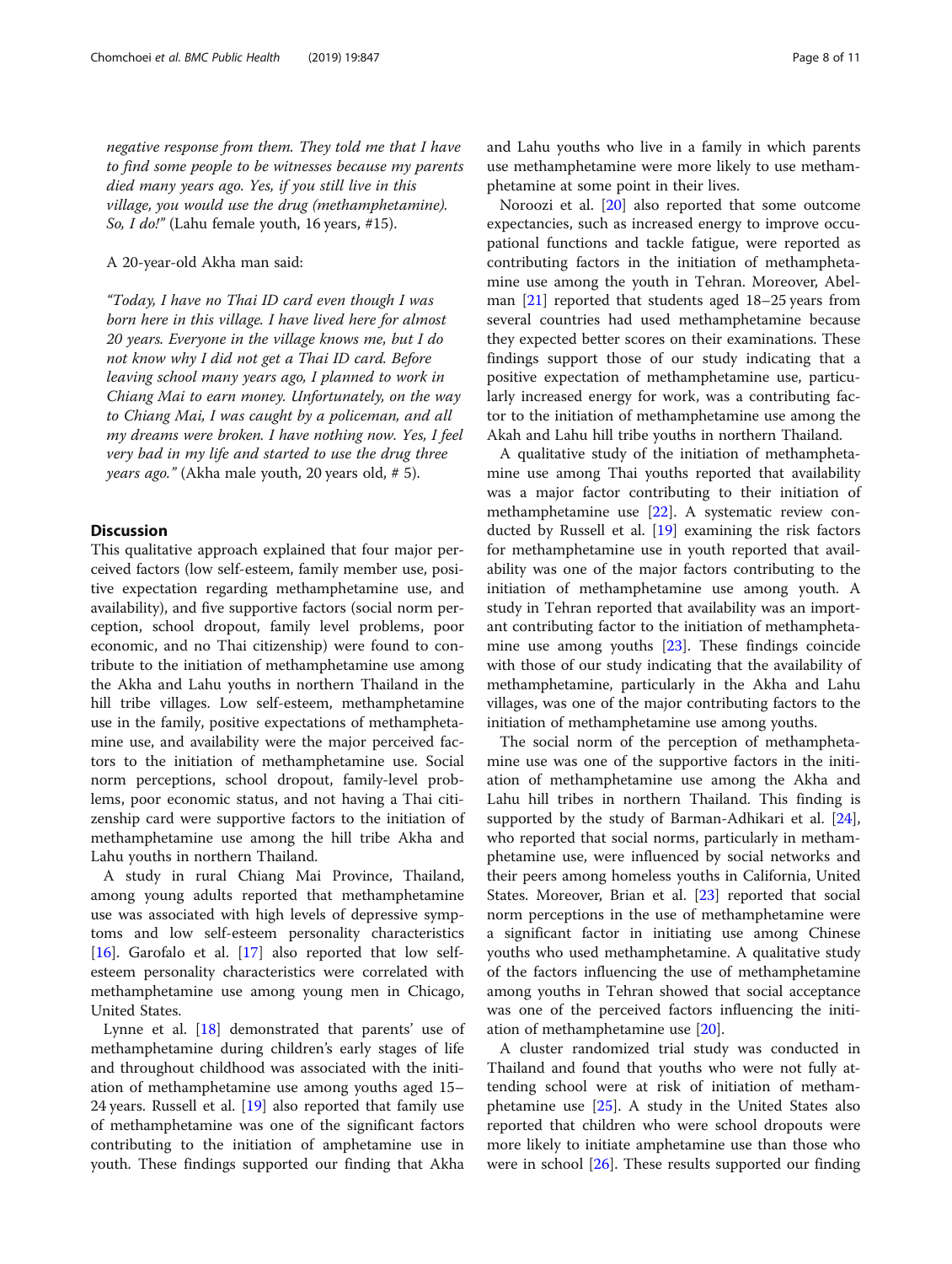*negative response from them. They told me that I have to find some people to be witnesses because my parents died many years ago. Yes, if you still live in this village, you would use the drug (methamphetamine). So, I do!"* (Lahu female youth, 16 years, #15).

A 20-year-old Akha man said:

*"Today, I have no Thai ID card even though I was born here in this village. I have lived here for almost 20 years. Everyone in the village knows me, but I do not know why I did not get a Thai ID card. Before leaving school many years ago, I planned to work in Chiang Mai to earn money. Unfortunately, on the way to Chiang Mai, I was caught by a policeman, and all my dreams were broken. I have nothing now. Yes, I feel very bad in my life and started to use the drug three years ago."* (Akha male youth, 20 years old, # 5).

## Discussion

This qualitative approach explained that four major perceived factors (low self-esteem, family member use, positive expectation regarding methamphetamine use, and availability), and five supportive factors (social norm perception, school dropout, family level problems, poor economic, and no Thai citizenship) were found to contribute to the initiation of methamphetamine use among the Akha and Lahu youths in northern Thailand in the hill tribe villages. Low self-esteem, methamphetamine use in the family, positive expectations of methamphetamine use, and availability were the major perceived factors to the initiation of methamphetamine use. Social norm perceptions, school dropout, family-level problems, poor economic status, and not having a Thai citizenship card were supportive factors to the initiation of methamphetamine use among the hill tribe Akha and Lahu youths in northern Thailand.

A study in rural Chiang Mai Province, Thailand, among young adults reported that methamphetamine use was associated with high levels of depressive symptoms and low self-esteem personality characteristics [16]. Garofalo et al. [17] also reported that low self-esteem personality characteristics were correlated with methamphetamine use among young men in Chicago, United States.

Lynne et al. [18] demonstrated that parents' use of methamphetamine during children's early stages of life and throughout childhood was associated with the initiation of methamphetamine use among youths aged 15–24 years. Russell et al. [19] also reported that family use of methamphetamine was one of the significant factors contributing to the initiation of amphetamine use in youth. These findings supported our finding that Akha and Lahu youths who live in a family in which parents use methamphetamine were more likely to use methamphetamine at some point in their lives.

Noroozi et al. [20] also reported that some outcome expectancies, such as increased energy to improve occupational functions and tackle fatigue, were reported as contributing factors in the initiation of methamphetamine use among the youth in Tehran. Moreover, Abelman [21] reported that students aged 18–25 years from several countries had used methamphetamine because they expected better scores on their examinations. These findings support those of our study indicating that a positive expectation of methamphetamine use, particularly increased energy for work, was a contributing factor to the initiation of methamphetamine use among the Akah and Lahu hill tribe youths in northern Thailand.

A qualitative study of the initiation of methamphetamine use among Thai youths reported that availability was a major factor contributing to their initiation of methamphetamine use [22]. A systematic review conducted by Russell et al. [19] examining the risk factors for methamphetamine use in youth reported that availability was one of the major factors contributing to the initiation of methamphetamine use among youth. A study in Tehran reported that availability was an important contributing factor to the initiation of methamphetamine use among youths [23]. These findings coincide with those of our study indicating that the availability of methamphetamine, particularly in the Akha and Lahu villages, was one of the major contributing factors to the initiation of methamphetamine use among youths.

The social norm of the perception of methamphetamine use was one of the supportive factors in the initiation of methamphetamine use among the Akha and Lahu hill tribes in northern Thailand. This finding is supported by the study of Barman-Adhikari et al. [24], who reported that social norms, particularly in methamphetamine use, were influenced by social networks and their peers among homeless youths in California, United States. Moreover, Brian et al. [23] reported that social norm perceptions in the use of methamphetamine were a significant factor in initiating use among Chinese youths who used methamphetamine. A qualitative study of the factors influencing the use of methamphetamine among youths in Tehran showed that social acceptance was one of the perceived factors influencing the initiation of methamphetamine use [20].

A cluster randomized trial study was conducted in Thailand and found that youths who were not fully attending school were at risk of initiation of methamphetamine use [25]. A study in the United States also reported that children who were school dropouts were more likely to initiate amphetamine use than those who were in school [26]. These results supported our finding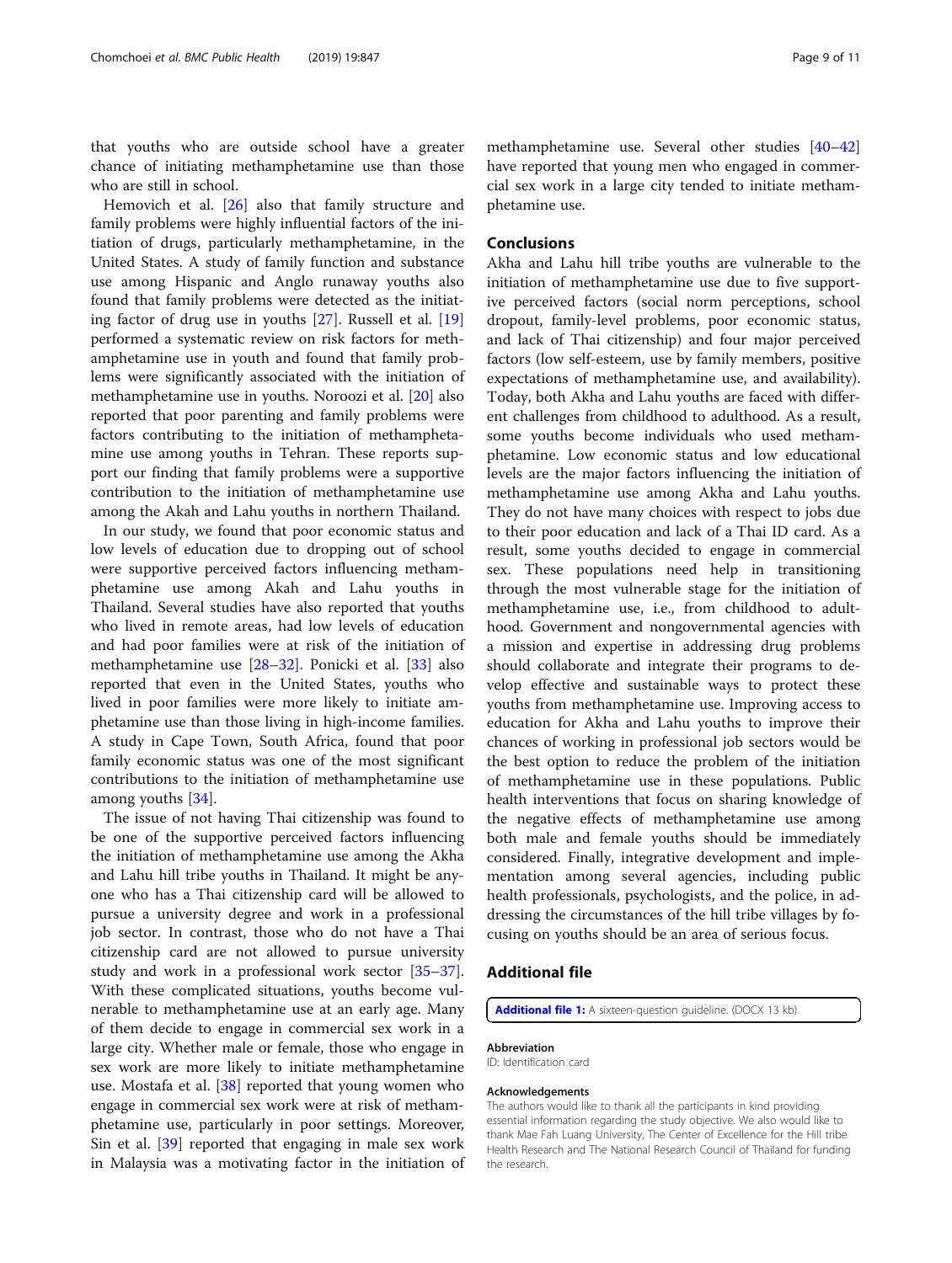that youths who are outside school have a greater chance of initiating methamphetamine use than those who are still in school.

Hemovich et al. [26] also that family structure and family problems were highly influential factors of the initiation of drugs, particularly methamphetamine, in the United States. A study of family function and substance use among Hispanic and Anglo runaway youths also found that family problems were detected as the initiating factor of drug use in youths [27]. Russell et al. [19] performed a systematic review on risk factors for methamphetamine use in youth and found that family problems were significantly associated with the initiation of methamphetamine use in youths. Noroozi et al. [20] also reported that poor parenting and family problems were factors contributing to the initiation of methamphetamine use among youths in Tehran. These reports support our finding that family problems were a supportive contribution to the initiation of methamphetamine use among the Akah and Lahu youths in northern Thailand.

In our study, we found that poor economic status and low levels of education due to dropping out of school were supportive perceived factors influencing methamphetamine use among Akah and Lahu youths in Thailand. Several studies have also reported that youths who lived in remote areas, had low levels of education and had poor families were at risk of the initiation of methamphetamine use [28–32]. Ponicki et al. [33] also reported that even in the United States, youths who lived in poor families were more likely to initiate amphetamine use than those living in high-income families. A study in Cape Town, South Africa, found that poor family economic status was one of the most significant contributions to the initiation of methamphetamine use among youths [34].

The issue of not having Thai citizenship was found to be one of the supportive perceived factors influencing the initiation of methamphetamine use among the Akha and Lahu hill tribe youths in Thailand. It might be anyone who has a Thai citizenship card will be allowed to pursue a university degree and work in a professional job sector. In contrast, those who do not have a Thai citizenship card are not allowed to pursue university study and work in a professional work sector [35–37]. With these complicated situations, youths become vulnerable to methamphetamine use at an early age. Many of them decide to engage in commercial sex work in a large city. Whether male or female, those who engage in sex work are more likely to initiate methamphetamine use. Mostafa et al. [38] reported that young women who engage in commercial sex work were at risk of methamphetamine use, particularly in poor settings. Moreover, Sin et al. [39] reported that engaging in male sex work in Malaysia was a motivating factor in the initiation of methamphetamine use. Several other studies [40–42] have reported that young men who engaged in commercial sex work in a large city tended to initiate methamphetamine use.

## Conclusions

Akha and Lahu hill tribe youths are vulnerable to the initiation of methamphetamine use due to five supportive perceived factors (social norm perceptions, school dropout, family-level problems, poor economic status, and lack of Thai citizenship) and four major perceived factors (low self-esteem, use by family members, positive expectations of methamphetamine use, and availability). Today, both Akha and Lahu youths are faced with different challenges from childhood to adulthood. As a result, some youths become individuals who used methamphetamine. Low economic status and low educational levels are the major factors influencing the initiation of methamphetamine use among Akha and Lahu youths. They do not have many choices with respect to jobs due to their poor education and lack of a Thai ID card. As a result, some youths decided to engage in commercial sex. These populations need help in transitioning through the most vulnerable stage for the initiation of methamphetamine use, i.e., from childhood to adulthood. Government and nongovernmental agencies with a mission and expertise in addressing drug problems should collaborate and integrate their programs to develop effective and sustainable ways to protect these youths from methamphetamine use. Improving access to education for Akha and Lahu youths to improve their chances of working in professional job sectors would be the best option to reduce the problem of the initiation of methamphetamine use in these populations. Public health interventions that focus on sharing knowledge of the negative effects of methamphetamine use among both male and female youths should be immediately considered. Finally, integrative development and implementation among several agencies, including public health professionals, psychologists, and the police, in addressing the circumstances of the hill tribe villages by focusing on youths should be an area of serious focus.

## Additional file

**Additional file 1:** A sixteen-question guideline. (DOCX 13 kb)

### Abbreviation

ID: Identification card

### Acknowledgements

The authors would like to thank all the participants in kind providing essential information regarding the study objective. We also would like to thank Mae Fah Luang University, The Center of Excellence for the Hill tribe Health Research and The National Research Council of Thailand for funding the research.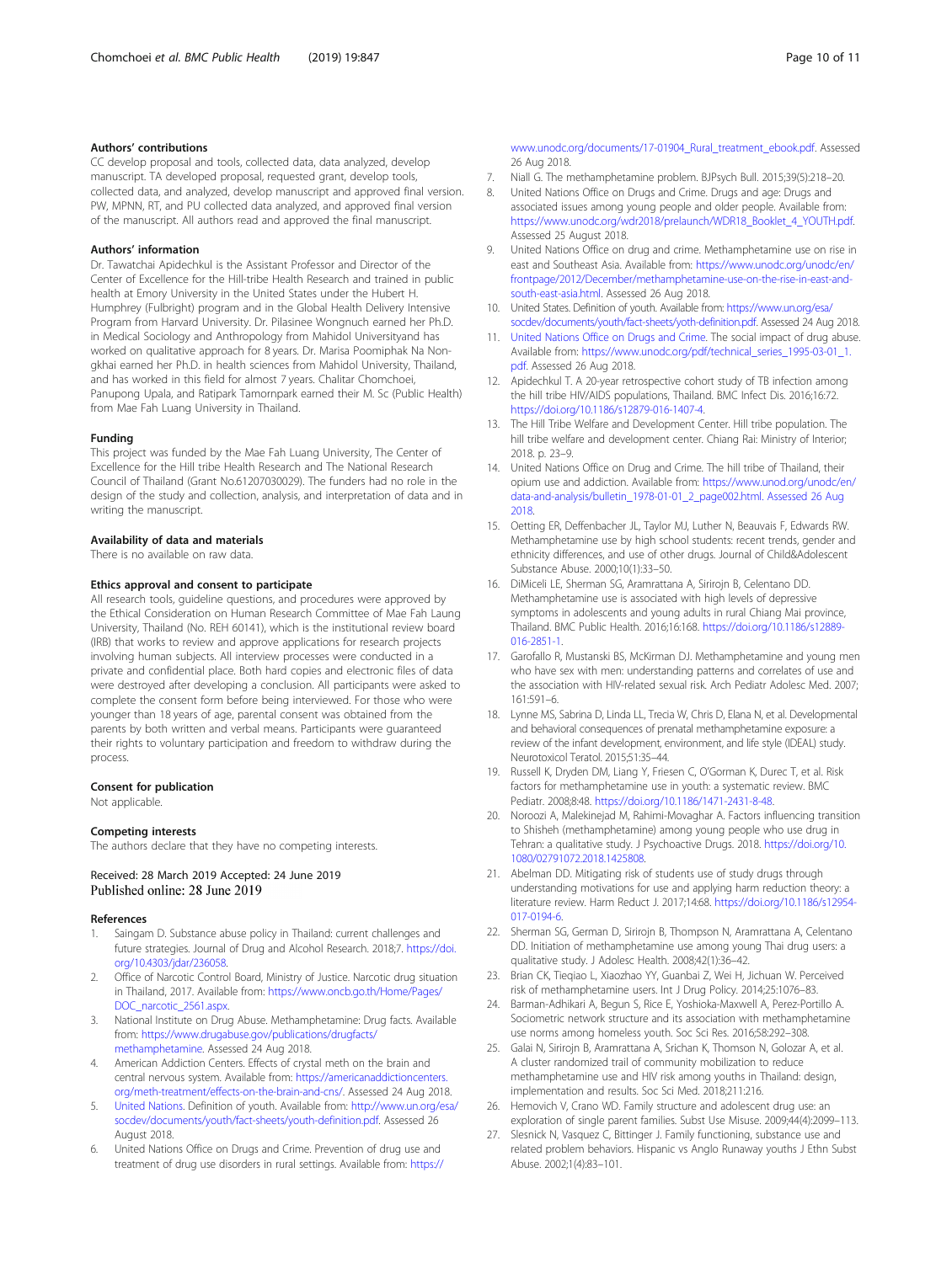### Authors' contributions

CC develop proposal and tools, collected data, data analyzed, develop manuscript. TA developed proposal, requested grant, develop tools, collected data, and analyzed, develop manuscript and approved final version. PW, MPNN, RT, and PU collected data analyzed, and approved final version of the manuscript. All authors read and approved the final manuscript.

### Authors' information

Dr. Tawatchai Apidechkul is the Assistant Professor and Director of the Center of Excellence for the Hill-tribe Health Research and trained in public health at Emory University in the United States under the Hubert H. Humphrey (Fulbright) program and in the Global Health Delivery Intensive Program from Harvard University. Dr. Pilasinee Wongnuch earned her Ph.D. in Medical Sociology and Anthropology from Mahidol Universityand has worked on qualitative approach for 8 years. Dr. Marisa Poomiphak Na Non-gkhai earned her Ph.D. in health sciences from Mahidol University, Thailand, and has worked in this field for almost 7 years. Chalitar Chomchoei, Panupong Upala, and Ratipark Tamornpark earned their M. Sc (Public Health) from Mae Fah Luang University in Thailand.

### Funding

This project was funded by the Mae Fah Luang University, The Center of Excellence for the Hill tribe Health Research and The National Research Council of Thailand (Grant No.61207030029). The funders had no role in the design of the study and collection, analysis, and interpretation of data and in writing the manuscript.

### Availability of data and materials

There is no available on raw data.

### Ethics approval and consent to participate

All research tools, guideline questions, and procedures were approved by the Ethical Consideration on Human Research Committee of Mae Fah Laung University, Thailand (No. REH 60141), which is the institutional review board (IRB) that works to review and approve applications for research projects involving human subjects. All interview processes were conducted in a private and confidential place. Both hard copies and electronic files of data were destroyed after developing a conclusion. All participants were asked to complete the consent form before being interviewed. For those who were younger than 18 years of age, parental consent was obtained from the parents by both written and verbal means. Participants were guaranteed their rights to voluntary participation and freedom to withdraw during the process.

### Consent for publication

Not applicable.

### Competing interests

The authors declare that they have no competing interests.

Received: 28 March 2019 Accepted: 24 June 2019
Published online: 28 June 2019

### References

1. Saingam D. Substance abuse policy in Thailand: current challenges and future strategies. Journal of Drug and Alcohol Research. 2018;7. https://doi.org/10.4303/jdar/236058.
2. Office of Narcotic Control Board, Ministry of Justice. Narcotic drug situation in Thailand, 2017. Available from: https://www.oncb.go.th/Home/Pages/DOC_narcotic_2561.aspx.
3. National Institute on Drug Abuse. Methamphetamine: Drug facts. Available from: https://www.drugabuse.gov/publications/drugfacts/methamphetamine. Assessed 24 Aug 2018.
4. American Addiction Centers. Effects of crystal meth on the brain and central nervous system. Available from: https://americanaddictioncenters.org/meth-treatment/effects-on-the-brain-and-cns/. Assessed 24 Aug 2018.
5. United Nations. Definition of youth. Available from: http://www.un.org/esa/socdev/documents/youth/fact-sheets/youth-definition.pdf. Assessed 26 August 2018.
6. United Nations Office on Drugs and Crime. Prevention of drug use and treatment of drug use disorders in rural settings. Available from: https://www.unodc.org/documents/17-01904_Rural_treatment_ebook.pdf. Assessed 26 Aug 2018.
7. Niall G. The methamphetamine problem. BJPsych Bull. 2015;39(5):218–20.
8. United Nations Office on Drugs and Crime. Drugs and age: Drugs and associated issues among young people and older people. Available from: https://www.unodc.org/wdr2018/prelaunch/WDR18_Booklet_4_YOUTH.pdf. Assessed 25 August 2018.
9. United Nations Office on drug and crime. Methamphetamine use on rise in east and Southeast Asia. Available from: https://www.unodc.org/unodc/en/frontpage/2012/December/methamphetamine-use-on-the-rise-in-east-and-south-east-asia.html. Assessed 26 Aug 2018.
10. United States. Definition of youth. Available from: https://www.un.org/esa/socdev/documents/youth/fact-sheets/yoth-definition.pdf. Assessed 24 Aug 2018.
11. United Nations Office on Drugs and Crime. The social impact of drug abuse. Available from: https://www.unodc.org/pdf/technical_series_1995-03-01_1.pdf. Assessed 26 Aug 2018.
12. Apidechkul T. A 20-year retrospective cohort study of TB infection among the hill tribe HIV/AIDS populations, Thailand. BMC Infect Dis. 2016;16:72. https://doi.org/10.1186/s12879-016-1407-4.
13. The Hill Tribe Welfare and Development Center. Hill tribe population. The hill tribe welfare and development center. Chiang Rai: Ministry of Interior; 2018. p. 23–9.
14. United Nations Office on Drug and Crime. The hill tribe of Thailand, their opium use and addiction. Available from: https://www.unod.org/unodc/en/data-and-analysis/bulletin_1978-01-01_2_page002.html. Assessed 26 Aug 2018.
15. Oetting ER, Deffenbacher JL, Taylor MJ, Luther N, Beauvais F, Edwards RW. Methamphetamine use by high school students: recent trends, gender and ethnicity differences, and use of other drugs. Journal of Child&Adolescent Substance Abuse. 2000;10(1):33–50.
16. DiMiceli LE, Sherman SG, Aramrattana A, Sirirojn B, Celentano DD. Methamphetamine use is associated with high levels of depressive symptoms in adolescents and young adults in rural Chiang Mai province, Thailand. BMC Public Health. 2016;16:168. https://doi.org/10.1186/s12889-016-2851-1.
17. Garofallo R, Mustanski BS, McKirman DJ. Methamphetamine and young men who have sex with men: understanding patterns and correlates of use and the association with HIV-related sexual risk. Arch Pediatr Adolesc Med. 2007;161:591–6.
18. Lynne MS, Sabrina D, Linda LL, Trecia W, Chris D, Elana N, et al. Developmental and behavioral consequences of prenatal methamphetamine exposure: a review of the infant development, environment, and life style (IDEAL) study. Neurotoxicol Teratol. 2015;51:35–44.
19. Russell K, Dryden DM, Liang Y, Friesen C, O'Gorman K, Durec T, et al. Risk factors for methamphetamine use in youth: a systematic review. BMC Pediatr. 2008;8:48. https://doi.org/10.1186/1471-2431-8-48.
20. Noroozi A, Malekinejad M, Rahimi-Movaghar A. Factors influencing transition to Shisheh (methamphetamine) among young people who use drug in Tehran: a qualitative study. J Psychoactive Drugs. 2018. https://doi.org/10.1080/02791072.2018.1425808.
21. Abelman DD. Mitigating risk of students use of study drugs through understanding motivations for use and applying harm reduction theory: a literature review. Harm Reduct J. 2017;14:68. https://doi.org/10.1186/s12954-017-0194-6.
22. Sherman SG, German D, Sirirojn B, Thompson N, Aramrattana A, Celentano DD. Initiation of methamphetamine use among young Thai drug users: a qualitative study. J Adolesc Health. 2008;42(1):36–42.
23. Brian CK, Tieqiao L, Xiaozhao YY, Guanbai Z, Wei H, Jichuan W. Perceived risk of methamphetamine users. Int J Drug Policy. 2014;25:1076–83.
24. Barman-Adhikari A, Begun S, Rice E, Yoshioka-Maxwell A, Perez-Portillo A. Sociometric network structure and its association with methamphetamine use norms among homeless youth. Soc Sci Res. 2016;58:292–308.
25. Galai N, Sirirojn B, Aramrattana A, Srichan K, Thomson N, Golozar A, et al. A cluster randomized trail of community mobilization to reduce methamphetamine use and HIV risk among youths in Thailand: design, implementation and results. Soc Sci Med. 2018;211:216.
26. Hemovich V, Crano WD. Family structure and adolescent drug use: an exploration of single parent families. Subst Use Misuse. 2009;44(4):2099–113.
27. Slesnick N, Vasquez C, Bittinger J. Family functioning, substance use and related problem behaviors. Hispanic vs Anglo Runaway youths J Ethn Subst Abuse. 2002;1(4):83–101.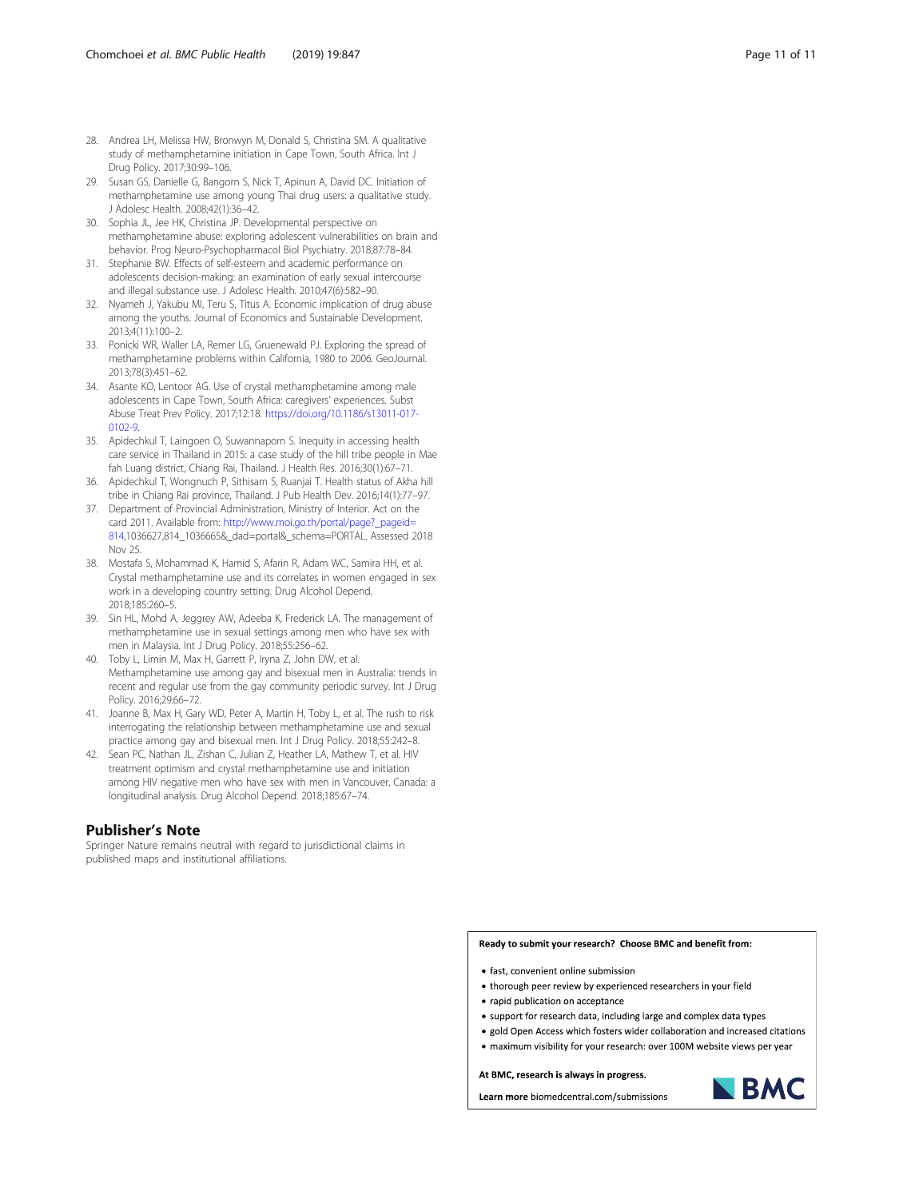28. Andrea LH, Melissa HW, Bronwyn M, Donald S, Christina SM. A qualitative study of methamphetamine initiation in Cape Town, South Africa. Int J Drug Policy. 2017;30:99–106.
29. Susan GS, Danielle G, Bangorn S, Nick T, Apinun A, David DC. Initiation of methamphetamine use among young Thai drug users: a qualitative study. J Adolesc Health. 2008;42(1):36–42.
30. Sophia JL, Jee HK, Christina JP. Developmental perspective on methamphetamine abuse: exploring adolescent vulnerabilities on brain and behavior. Prog Neuro-Psychopharmacol Biol Psychiatry. 2018;87:78–84.
31. Stephanie BW. Effects of self-esteem and academic performance on adolescents decision-making: an examination of early sexual intercourse and illegal substance use. J Adolesc Health. 2010;47(6):582–90.
32. Nyameh J, Yakubu MI, Teru S, Titus A. Economic implication of drug abuse among the youths. Journal of Economics and Sustainable Development. 2013;4(11):100–2.
33. Ponicki WR, Waller LA, Remer LG, Gruenewald PJ. Exploring the spread of methamphetamine problems within California, 1980 to 2006. GeoJournal. 2013;78(3):451–62.
34. Asante KO, Lentoor AG. Use of crystal methamphetamine among male adolescents in Cape Town, South Africa: caregivers' experiences. Subst Abuse Treat Prev Policy. 2017;12:18. https://doi.org/10.1186/s13011-017-0102-9.
35. Apidechkul T, Laingoen O, Suwannaporn S. Inequity in accessing health care service in Thailand in 2015: a case study of the hill tribe people in Mae fah Luang district, Chiang Rai, Thailand. J Health Res. 2016;30(1):67–71.
36. Apidechkul T, Wongnuch P, Sithisarn S, Ruanjai T. Health status of Akha hill tribe in Chiang Rai province, Thailand. J Pub Health Dev. 2016;14(1):77–97.
37. Department of Provincial Administration, Ministry of Interior. Act on the card 2011. Available from: http://www.moi.go.th/portal/page?_pageid=814,1036627,814_1036665&_dad=portal&_schema=PORTAL. Assessed 2018 Nov 25.
38. Mostafa S, Mohammad K, Hamid S, Afarin R, Adam WC, Samira HH, et al. Crystal methamphetamine use and its correlates in women engaged in sex work in a developing country setting. Drug Alcohol Depend. 2018;185:260–5.
39. Sin HL, Mohd A, Jeggrey AW, Adeeba K, Frederick LA. The management of methamphetamine use in sexual settings among men who have sex with men in Malaysia. Int J Drug Policy. 2018;55:256–62.
40. Toby L, Limin M, Max H, Garrett P, Iryna Z, John DW, et al. Methamphetamine use among gay and bisexual men in Australia: trends in recent and regular use from the gay community periodic survey. Int J Drug Policy. 2016;29:66–72.
41. Joanne B, Max H, Gary WD, Peter A, Martin H, Toby L, et al. The rush to risk interrogating the relationship between methamphetamine use and sexual practice among gay and bisexual men. Int J Drug Policy. 2018;55:242–8.
42. Sean PC, Nathan JL, Zishan C, Julian Z, Heather LA, Mathew T, et al. HIV treatment optimism and crystal methamphetamine use and initiation among HIV negative men who have sex with men in Vancouver, Canada: a longitudinal analysis. Drug Alcohol Depend. 2018;185:67–74.

## Publisher's Note

Springer Nature remains neutral with regard to jurisdictional claims in published maps and institutional affiliations.

**Ready to submit your research? Choose BMC and benefit from:**

- fast, convenient online submission
- thorough peer review by experienced researchers in your field
- rapid publication on acceptance
- support for research data, including large and complex data types
- gold Open Access which fosters wider collaboration and increased citations
- maximum visibility for your research: over 100M website views per year

**At BMC, research is always in progress.**

**Learn more** biomedcentral.com/submissions

BMC